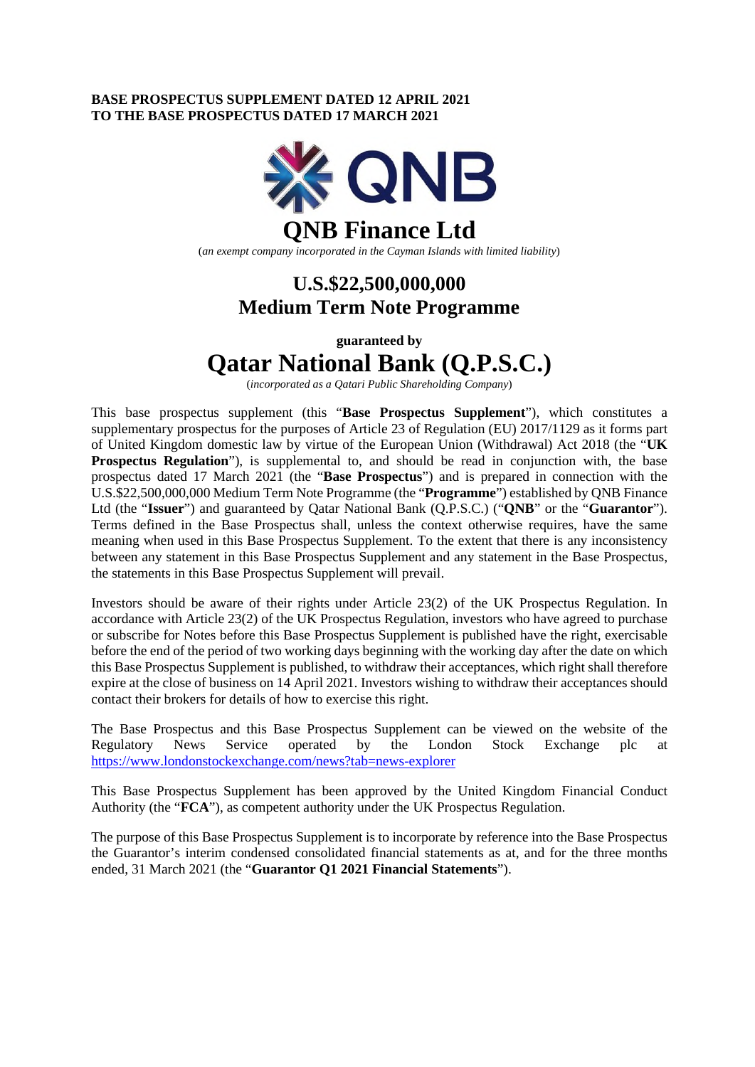**BASE PROSPECTUS SUPPLEMENT DATED 12 APRIL 2021**
**TO THE BASE PROSPECTUS DATED 17 MARCH 2021**

# QNB Finance Ltd

(*an exempt company incorporated in the Cayman Islands with limited liability*)

## U.S.$22,500,000,000
## Medium Term Note Programme

**guaranteed by**

# Qatar National Bank (Q.P.S.C.)

(*incorporated as a Qatari Public Shareholding Company*)

This base prospectus supplement (this "**Base Prospectus Supplement**"), which constitutes a supplementary prospectus for the purposes of Article 23 of Regulation (EU) 2017/1129 as it forms part of United Kingdom domestic law by virtue of the European Union (Withdrawal) Act 2018 (the "**UK Prospectus Regulation**"), is supplemental to, and should be read in conjunction with, the base prospectus dated 17 March 2021 (the "**Base Prospectus**") and is prepared in connection with the U.S.$22,500,000,000 Medium Term Note Programme (the "**Programme**") established by QNB Finance Ltd (the "**Issuer**") and guaranteed by Qatar National Bank (Q.P.S.C.) ("**QNB**" or the "**Guarantor**"). Terms defined in the Base Prospectus shall, unless the context otherwise requires, have the same meaning when used in this Base Prospectus Supplement. To the extent that there is any inconsistency between any statement in this Base Prospectus Supplement and any statement in the Base Prospectus, the statements in this Base Prospectus Supplement will prevail.

Investors should be aware of their rights under Article 23(2) of the UK Prospectus Regulation. In accordance with Article 23(2) of the UK Prospectus Regulation, investors who have agreed to purchase or subscribe for Notes before this Base Prospectus Supplement is published have the right, exercisable before the end of the period of two working days beginning with the working day after the date on which this Base Prospectus Supplement is published, to withdraw their acceptances, which right shall therefore expire at the close of business on 14 April 2021. Investors wishing to withdraw their acceptances should contact their brokers for details of how to exercise this right.

The Base Prospectus and this Base Prospectus Supplement can be viewed on the website of the Regulatory News Service operated by the London Stock Exchange plc at https://www.londonstockexchange.com/news?tab=news-explorer

This Base Prospectus Supplement has been approved by the United Kingdom Financial Conduct Authority (the "**FCA**"), as competent authority under the UK Prospectus Regulation.

The purpose of this Base Prospectus Supplement is to incorporate by reference into the Base Prospectus the Guarantor's interim condensed consolidated financial statements as at, and for the three months ended, 31 March 2021 (the "**Guarantor Q1 2021 Financial Statements**").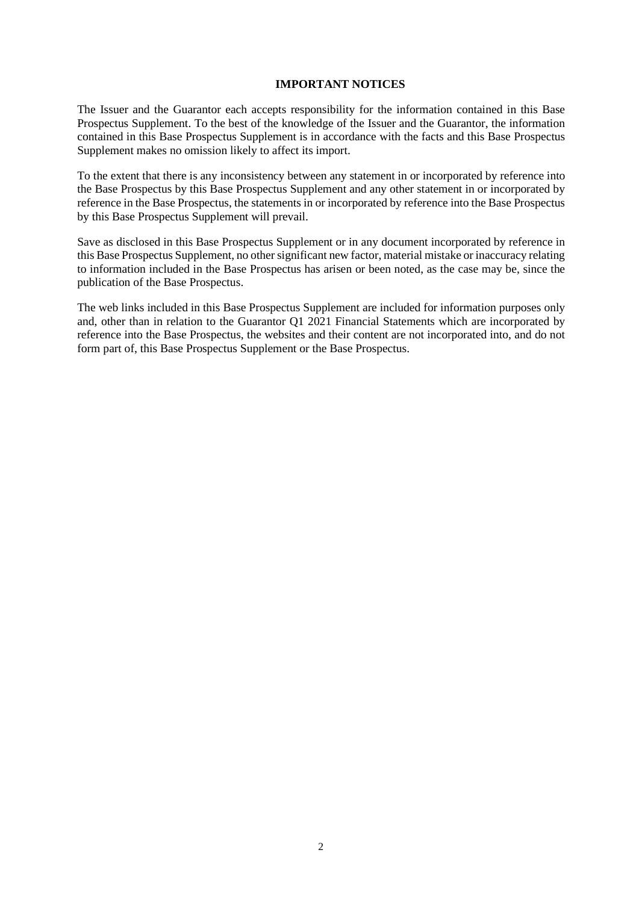## IMPORTANT NOTICES

The Issuer and the Guarantor each accepts responsibility for the information contained in this Base Prospectus Supplement. To the best of the knowledge of the Issuer and the Guarantor, the information contained in this Base Prospectus Supplement is in accordance with the facts and this Base Prospectus Supplement makes no omission likely to affect its import.

To the extent that there is any inconsistency between any statement in or incorporated by reference into the Base Prospectus by this Base Prospectus Supplement and any other statement in or incorporated by reference in the Base Prospectus, the statements in or incorporated by reference into the Base Prospectus by this Base Prospectus Supplement will prevail.

Save as disclosed in this Base Prospectus Supplement or in any document incorporated by reference in this Base Prospectus Supplement, no other significant new factor, material mistake or inaccuracy relating to information included in the Base Prospectus has arisen or been noted, as the case may be, since the publication of the Base Prospectus.

The web links included in this Base Prospectus Supplement are included for information purposes only and, other than in relation to the Guarantor Q1 2021 Financial Statements which are incorporated by reference into the Base Prospectus, the websites and their content are not incorporated into, and do not form part of, this Base Prospectus Supplement or the Base Prospectus.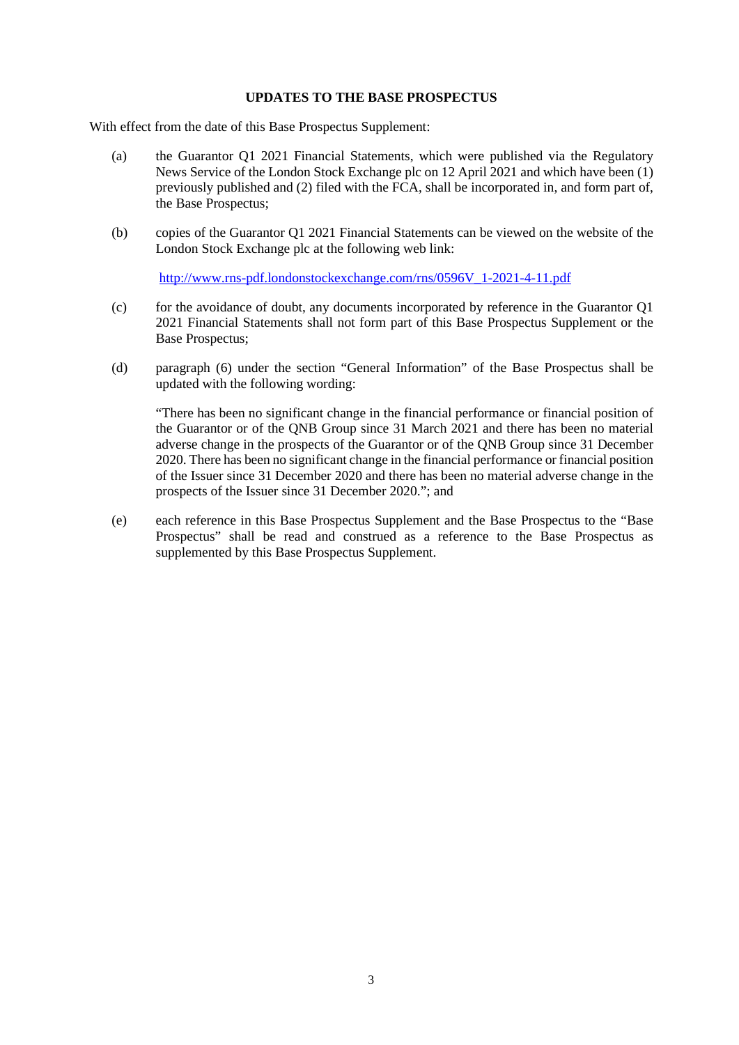## UPDATES TO THE BASE PROSPECTUS

With effect from the date of this Base Prospectus Supplement:

(a) the Guarantor Q1 2021 Financial Statements, which were published via the Regulatory News Service of the London Stock Exchange plc on 12 April 2021 and which have been (1) previously published and (2) filed with the FCA, shall be incorporated in, and form part of, the Base Prospectus;

(b) copies of the Guarantor Q1 2021 Financial Statements can be viewed on the website of the London Stock Exchange plc at the following web link:

http://www.rns-pdf.londonstockexchange.com/rns/0596V_1-2021-4-11.pdf

(c) for the avoidance of doubt, any documents incorporated by reference in the Guarantor Q1 2021 Financial Statements shall not form part of this Base Prospectus Supplement or the Base Prospectus;

(d) paragraph (6) under the section "General Information" of the Base Prospectus shall be updated with the following wording:

"There has been no significant change in the financial performance or financial position of the Guarantor or of the QNB Group since 31 March 2021 and there has been no material adverse change in the prospects of the Guarantor or of the QNB Group since 31 December 2020. There has been no significant change in the financial performance or financial position of the Issuer since 31 December 2020 and there has been no material adverse change in the prospects of the Issuer since 31 December 2020."; and

(e) each reference in this Base Prospectus Supplement and the Base Prospectus to the "Base Prospectus" shall be read and construed as a reference to the Base Prospectus as supplemented by this Base Prospectus Supplement.